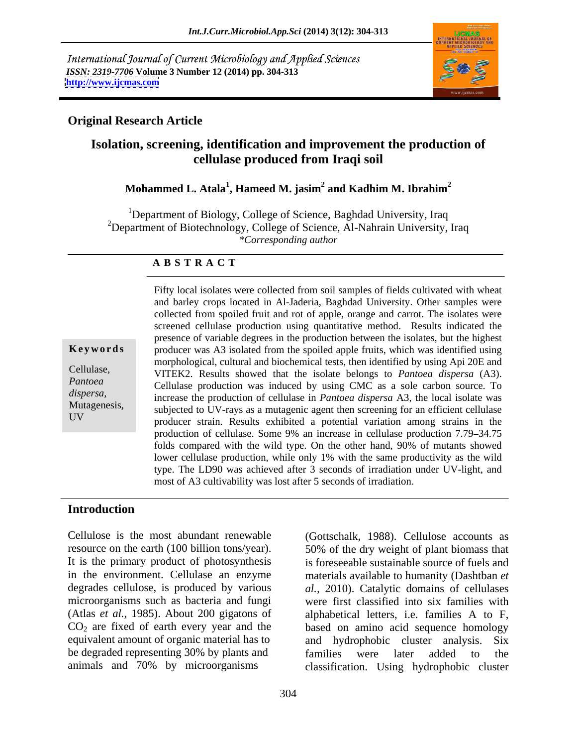International Journal of Current Microbiology and Applied Sciences
*ISSN: 2319-7706* **Volume 3 Number 12 (2014) pp. 304-313**
**http://www.ijcmas.com**

**Original Research Article**

# Isolation, screening, identification and improvement the production of cellulase produced from Iraqi soil

**Mohammed L. Atala[1], Hameed M. jasim[2] and Kadhim M. Ibrahim[2]**

[1]Department of Biology, College of Science, Baghdad University, Iraq
[2]Department of Biotechnology, College of Science, Al-Nahrain University, Iraq
*\*Corresponding author*

## ABSTRACT

**Keywords**

Cellulase, *Pantoea dispersa*, Mutagenesis, UV

Fifty local isolates were collected from soil samples of fields cultivated with wheat and barley crops located in Al-Jaderia, Baghdad University. Other samples were collected from spoiled fruit and rot of apple, orange and carrot. The isolates were screened cellulase production using quantitative method. Results indicated the presence of variable degrees in the production between the isolates, but the highest producer was A3 isolated from the spoiled apple fruits, which was identified using morphological, cultural and biochemical tests, then identified by using Api 20E and VITEK2. Results showed that the isolate belongs to *Pantoea dispersa* (A3). Cellulase production was induced by using CMC as a sole carbon source. To increase the production of cellulase in *Pantoea dispersa* A3, the local isolate was subjected to UV-rays as a mutagenic agent then screening for an efficient cellulase producer strain. Results exhibited a potential variation among strains in the production of cellulase. Some 9% an increase in cellulase production 7.79–34.75 folds compared with the wild type. On the other hand, 90% of mutants showed lower cellulase production, while only 1% with the same productivity as the wild type. The LD90 was achieved after 3 seconds of irradiation under UV-light, and most of A3 cultivability was lost after 5 seconds of irradiation.

## Introduction

Cellulose is the most abundant renewable resource on the earth (100 billion tons/year). It is the primary product of photosynthesis in the environment. Cellulase an enzyme degrades cellulose, is produced by various microorganisms such as bacteria and fungi (Atlas *et al.*, 1985). About 200 gigatons of $CO_2$ are fixed of earth every year and the equivalent amount of organic material has to be degraded representing 30% by plants and animals and 70% by microorganisms (Gottschalk, 1988). Cellulose accounts as 50% of the dry weight of plant biomass that is foreseeable sustainable source of fuels and materials available to humanity (Dashtban *et al.,* 2010). Catalytic domains of cellulases were first classified into six families with alphabetical letters, i.e. families A to F, based on amino acid sequence homology and hydrophobic cluster analysis. Six families were later added to the classification. Using hydrophobic cluster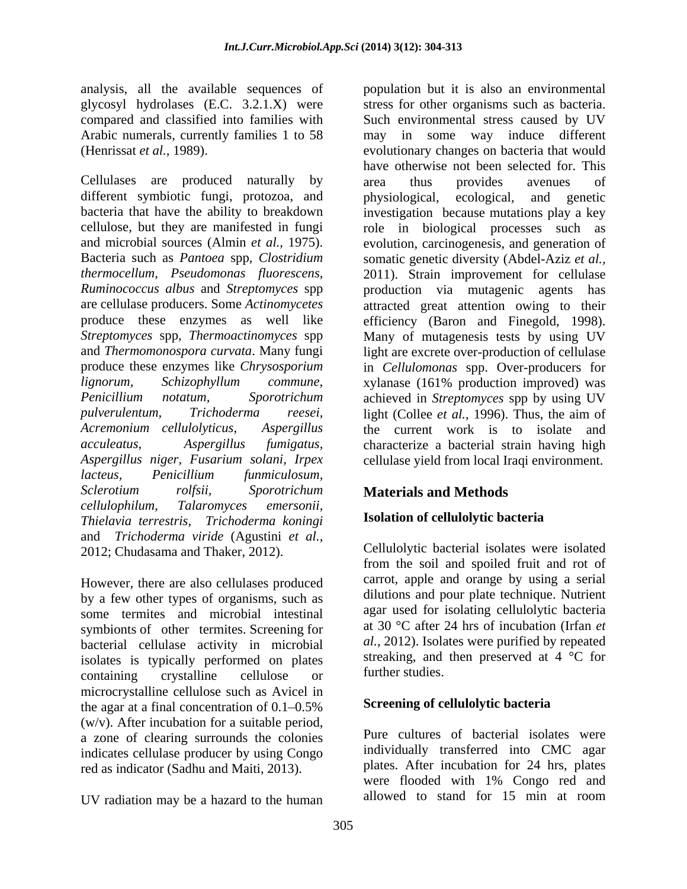analysis, all the available sequences of glycosyl hydrolases (E.C. 3.2.1.X) were compared and classified into families with Arabic numerals, currently families 1 to 58 (Henrissat *et al.,* 1989).

Cellulases are produced naturally by different symbiotic fungi, protozoa, and bacteria that have the ability to breakdown cellulose, but they are manifested in fungi and microbial sources (Almin *et al.,* 1975). Bacteria such as *Pantoea* spp, *Clostridium thermocellum, Pseudomonas fluorescens, Ruminococcus albus* and *Streptomyces* spp are cellulase producers. Some *Actinomycetes* produce these enzymes as well like *Streptomyces* spp, *Thermoactinomyces* spp and *Thermomonospora curvata*. Many fungi produce these enzymes like *Chrysosporium lignorum, Schizophyllum commune, Penicillium notatum, Sporotrichum pulverulentum, Trichoderma reesei, Acremonium cellulolyticus, Aspergillus acculeatus, Aspergillus fumigatus, Aspergillus niger, Fusarium solani, Irpex lacteus, Penicillium funmiculosum, Sclerotium rolfsii, Sporotrichum cellulophilum, Talaromyces emersonii, Thielavia terrestris, Trichoderma koningi* and *Trichoderma viride* (Agustini *et al.,* 2012; Chudasama and Thaker, 2012).

However, there are also cellulases produced by a few other types of organisms, such as some termites and microbial intestinal symbionts of other termites. Screening for bacterial cellulase activity in microbial isolates is typically performed on plates containing crystalline cellulose or microcrystalline cellulose such as Avicel in the agar at a final concentration of 0.1–0.5% (w/v). After incubation for a suitable period, a zone of clearing surrounds the colonies indicates cellulase producer by using Congo red as indicator (Sadhu and Maiti, 2013).

UV radiation may be a hazard to the human population but it is also an environmental stress for other organisms such as bacteria. Such environmental stress caused by UV may in some way induce different evolutionary changes on bacteria that would have otherwise not been selected for. This area thus provides avenues of physiological, ecological, and genetic investigation because mutations play a key role in biological processes such as evolution, carcinogenesis, and generation of somatic genetic diversity (Abdel-Aziz *et al.,* 2011). Strain improvement for cellulase production via mutagenic agents has attracted great attention owing to their efficiency (Baron and Finegold, 1998). Many of mutagenesis tests by using UV light are excrete over-production of cellulase in *Cellulomonas* spp. Over-producers for xylanase (161% production improved) was achieved in *Streptomyces* spp by using UV light (Collee *et al.,* 1996). Thus, the aim of the current work is to isolate and characterize a bacterial strain having high cellulase yield from local Iraqi environment.

## Materials and Methods

### Isolation of cellulolytic bacteria

Cellulolytic bacterial isolates were isolated from the soil and spoiled fruit and rot of carrot, apple and orange by using a serial dilutions and pour plate technique. Nutrient agar used for isolating cellulolytic bacteria at 30 °C after 24 hrs of incubation (Irfan *et al.,* 2012). Isolates were purified by repeated streaking, and then preserved at 4 °C for further studies.

### Screening of cellulolytic bacteria

Pure cultures of bacterial isolates were individually transferred into CMC agar plates. After incubation for 24 hrs, plates were flooded with 1% Congo red and allowed to stand for 15 min at room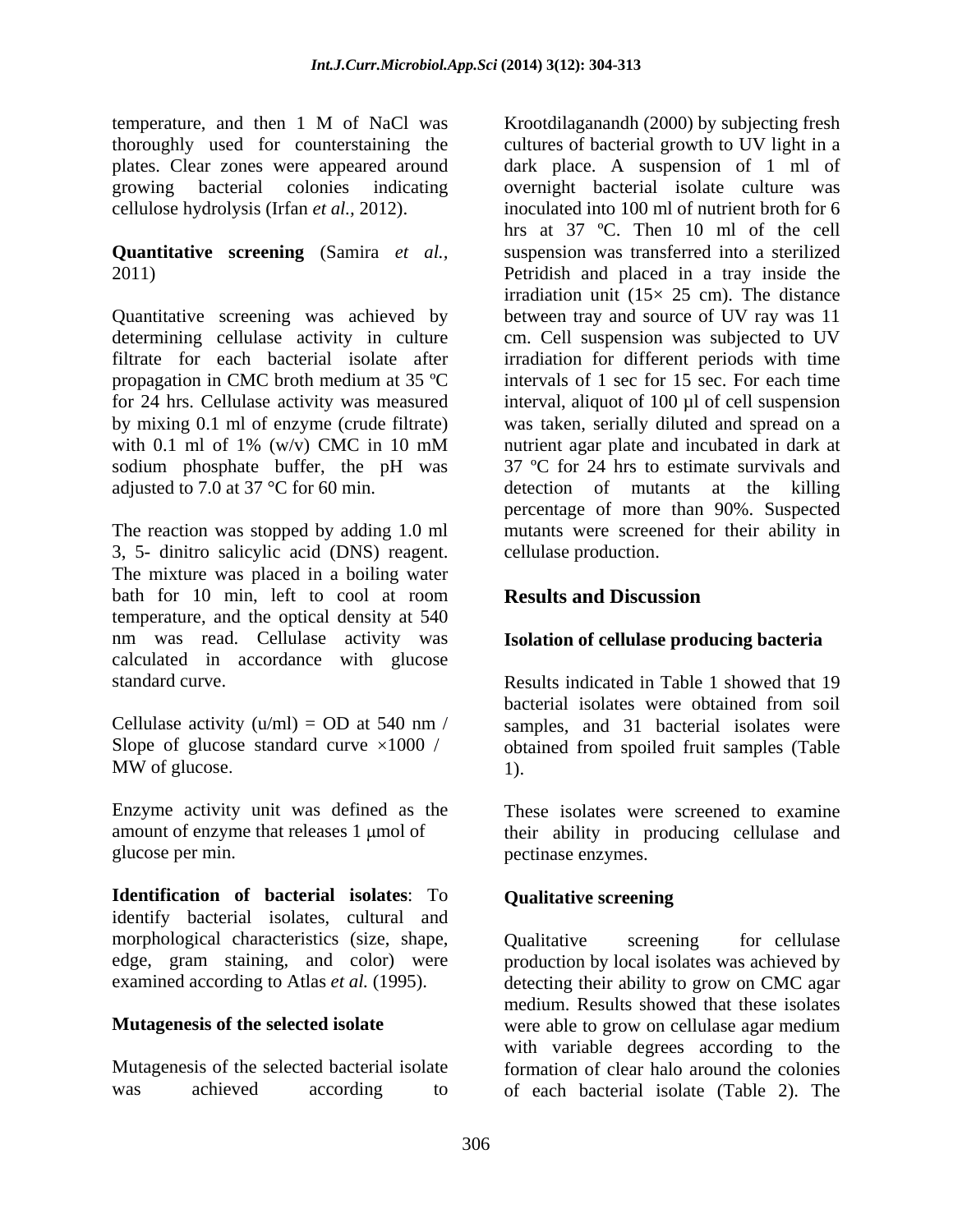temperature, and then 1 M of NaCl was thoroughly used for counterstaining the plates. Clear zones were appeared around growing bacterial colonies indicating cellulose hydrolysis (Irfan *et al.*, 2012).

**Quantitative screening** (Samira *et al.*, 2011)

Quantitative screening was achieved by determining cellulase activity in culture filtrate for each bacterial isolate after propagation in CMC broth medium at 35 ºC for 24 hrs. Cellulase activity was measured by mixing 0.1 ml of enzyme (crude filtrate) with 0.1 ml of 1% (w/v) CMC in 10 mM sodium phosphate buffer, the pH was adjusted to 7.0 at 37 °C for 60 min.

The reaction was stopped by adding 1.0 ml 3, 5- dinitro salicylic acid (DNS) reagent. The mixture was placed in a boiling water bath for 10 min, left to cool at room temperature, and the optical density at 540 nm was read. Cellulase activity was calculated in accordance with glucose standard curve.

Cellulase activity (u/ml) = OD at 540 nm / Slope of glucose standard curve $\times$1000 / MW of glucose.

Enzyme activity unit was defined as the amount of enzyme that releases 1 $\mu$mol of glucose per min.

**Identification of bacterial isolates**: To identify bacterial isolates, cultural and morphological characteristics (size, shape, edge, gram staining, and color) were examined according to Atlas *et al.* (1995).

**Mutagenesis of the selected isolate**

Mutagenesis of the selected bacterial isolate was achieved according to Krootdilaganandh (2000) by subjecting fresh cultures of bacterial growth to UV light in a dark place. A suspension of 1 ml of overnight bacterial isolate culture was inoculated into 100 ml of nutrient broth for 6 hrs at 37 ºC. Then 10 ml of the cell suspension was transferred into a sterilized Petridish and placed in a tray inside the irradiation unit (15$\times$ 25 cm). The distance between tray and source of UV ray was 11 cm. Cell suspension was subjected to UV irradiation for different periods with time intervals of 1 sec for 15 sec. For each time interval, aliquot of 100 µl of cell suspension was taken, serially diluted and spread on a nutrient agar plate and incubated in dark at 37 ºC for 24 hrs to estimate survivals and detection of mutants at the killing percentage of more than 90%. Suspected mutants were screened for their ability in cellulase production.

## Results and Discussion

### Isolation of cellulase producing bacteria

Results indicated in Table 1 showed that 19 bacterial isolates were obtained from soil samples, and 31 bacterial isolates were obtained from spoiled fruit samples (Table 1).

These isolates were screened to examine their ability in producing cellulase and pectinase enzymes.

### Qualitative screening

Qualitative screening for cellulase production by local isolates was achieved by detecting their ability to grow on CMC agar medium. Results showed that these isolates were able to grow on cellulase agar medium with variable degrees according to the formation of clear halo around the colonies of each bacterial isolate (Table 2). The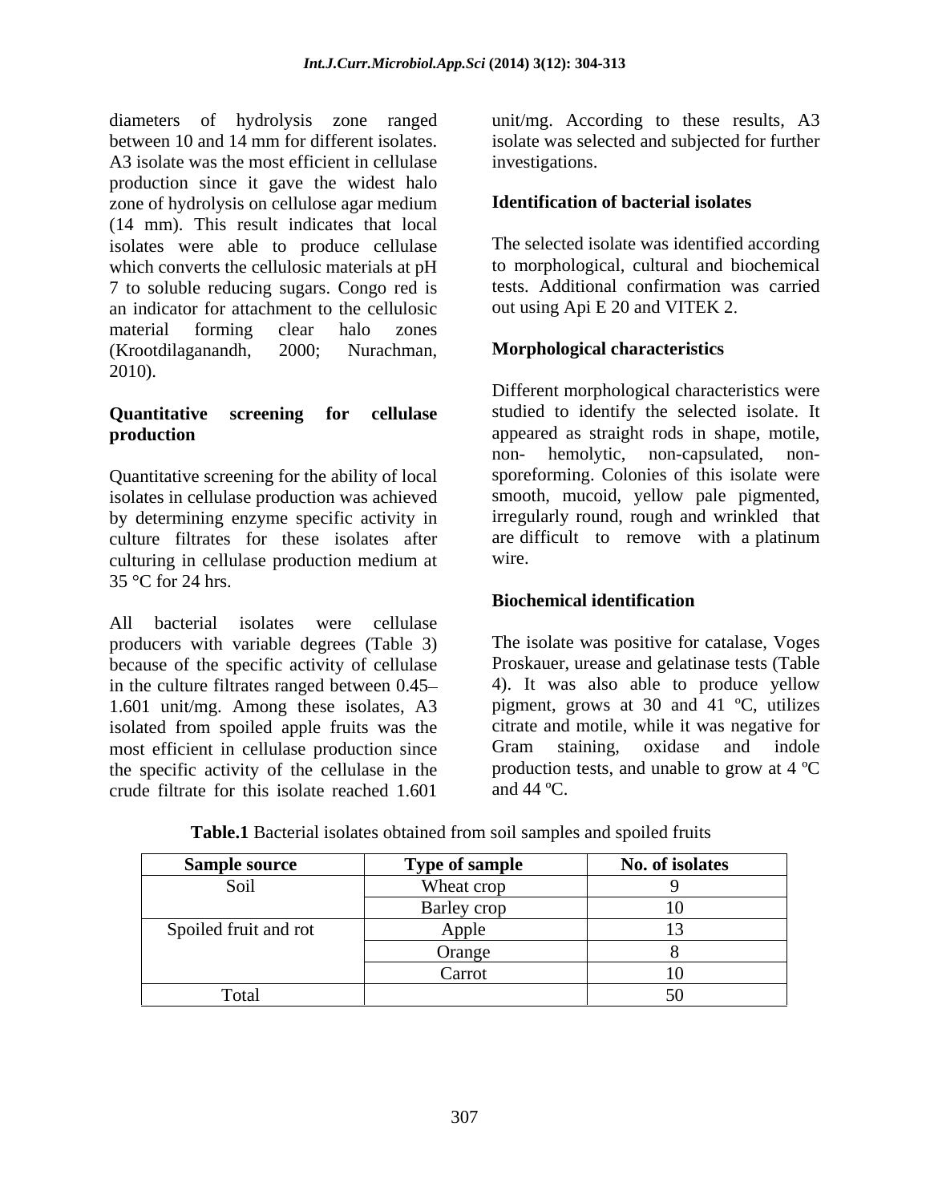diameters of hydrolysis zone ranged between 10 and 14 mm for different isolates. A3 isolate was the most efficient in cellulase production since it gave the widest halo zone of hydrolysis on cellulose agar medium (14 mm). This result indicates that local isolates were able to produce cellulase which converts the cellulosic materials at pH 7 to soluble reducing sugars. Congo red is an indicator for attachment to the cellulosic material forming clear halo zones (Krootdilaganandh, 2000; Nurachman, 2010).

### Quantitative screening for cellulase production

Quantitative screening for the ability of local isolates in cellulase production was achieved by determining enzyme specific activity in culture filtrates for these isolates after culturing in cellulase production medium at 35 °C for 24 hrs.

All bacterial isolates were cellulase producers with variable degrees (Table 3) because of the specific activity of cellulase in the culture filtrates ranged between 0.45– 1.601 unit/mg. Among these isolates, A3 isolated from spoiled apple fruits was the most efficient in cellulase production since the specific activity of the cellulase in the crude filtrate for this isolate reached 1.601 unit/mg. According to these results, A3 isolate was selected and subjected for further investigations.

### Identification of bacterial isolates

The selected isolate was identified according to morphological, cultural and biochemical tests. Additional confirmation was carried out using Api E 20 and VITEK 2.

### Morphological characteristics

Different morphological characteristics were studied to identify the selected isolate. It appeared as straight rods in shape, motile, non- hemolytic, non-capsulated, non-sporeforming. Colonies of this isolate were smooth, mucoid, yellow pale pigmented, irregularly round, rough and wrinkled that are difficult to remove with a platinum wire.

### Biochemical identification

The isolate was positive for catalase, Voges Proskauer, urease and gelatinase tests (Table 4). It was also able to produce yellow pigment, grows at 30 and 41 ºC, utilizes citrate and motile, while it was negative for Gram staining, oxidase and indole production tests, and unable to grow at 4 ºC and 44 ºC.

**Table.1** Bacterial isolates obtained from soil samples and spoiled fruits

| Sample source | Type of sample | No. of isolates |
|---|---|---|
| Soil | Wheat crop | 9 |
| | Barley crop | 10 |
| Spoiled fruit and rot | Apple | 13 |
| | Orange | 8 |
| | Carrot | 10 |
| Total | | 50 |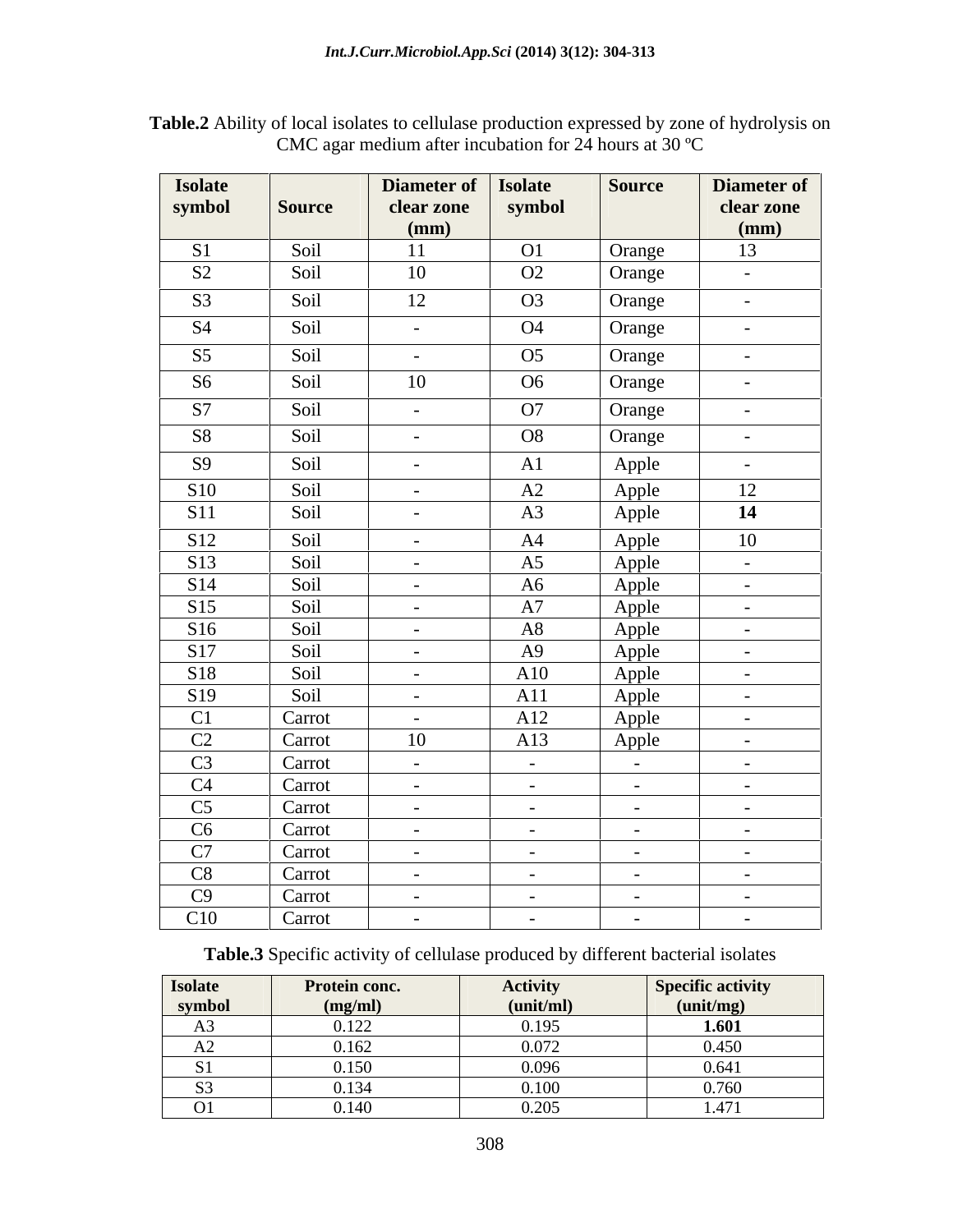**Table.2** Ability of local isolates to cellulase production expressed by zone of hydrolysis on CMC agar medium after incubation for 24 hours at 30 ºC

| Isolate symbol | Source | Diameter of clear zone (mm) | Isolate symbol | Source | Diameter of clear zone (mm) |
|---|---|---|---|---|---|
| S1 | Soil | 11 | O1 | Orange | 13 |
| S2 | Soil | 10 | O2 | Orange | - |
| S3 | Soil | 12 | O3 | Orange | - |
| S4 | Soil | - | O4 | Orange | - |
| S5 | Soil | - | O5 | Orange | - |
| S6 | Soil | 10 | O6 | Orange | - |
| S7 | Soil | - | O7 | Orange | - |
| S8 | Soil | - | O8 | Orange | - |
| S9 | Soil | - | A1 | Apple | - |
| S10 | Soil | - | A2 | Apple | 12 |
| S11 | Soil | - | A3 | Apple | **14** |
| S12 | Soil | - | A4 | Apple | 10 |
| S13 | Soil | - | A5 | Apple | - |
| S14 | Soil | - | A6 | Apple | - |
| S15 | Soil | - | A7 | Apple | - |
| S16 | Soil | - | A8 | Apple | - |
| S17 | Soil | - | A9 | Apple | - |
| S18 | Soil | - | A10 | Apple | - |
| S19 | Soil | - | A11 | Apple | - |
| C1 | Carrot | - | A12 | Apple | - |
| C2 | Carrot | 10 | A13 | Apple | - |
| C3 | Carrot | - | - | - | - |
| C4 | Carrot | - | - | - | - |
| C5 | Carrot | - | - | - | - |
| C6 | Carrot | - | - | - | - |
| C7 | Carrot | - | - | - | - |
| C8 | Carrot | - | - | - | - |
| C9 | Carrot | - | - | - | - |
| C10 | Carrot | - | - | - | - |

**Table.3** Specific activity of cellulase produced by different bacterial isolates

| Isolate symbol | Protein conc. (mg/ml) | Activity (unit/ml) | Specific activity (unit/mg) |
|---|---|---|---|
| A3 | 0.122 | 0.195 | **1.601** |
| A2 | 0.162 | 0.072 | 0.450 |
| S1 | 0.150 | 0.096 | 0.641 |
| S3 | 0.134 | 0.100 | 0.760 |
| O1 | 0.140 | 0.205 | 1.471 |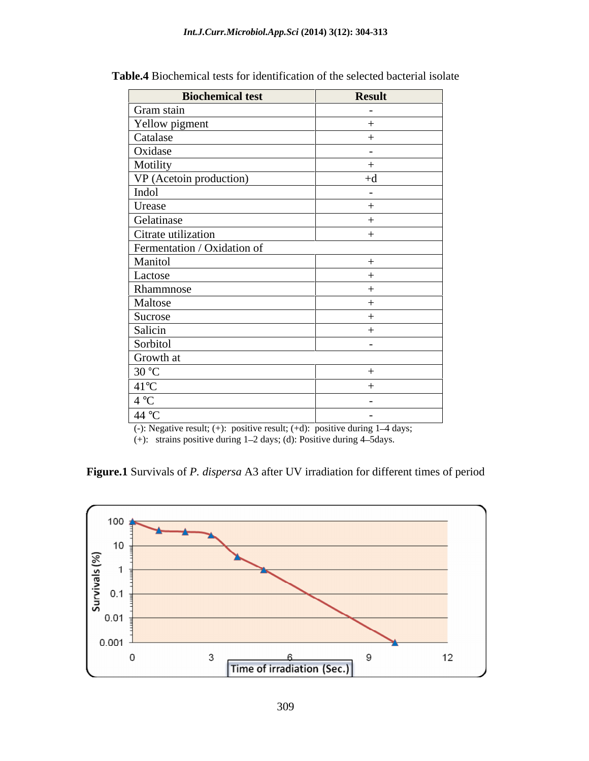**Table.4** Biochemical tests for identification of the selected bacterial isolate

| Biochemical test | Result |
|---|---|
| Gram stain | - |
| Yellow pigment | + |
| Catalase | + |
| Oxidase | - |
| Motility | + |
| VP (Acetoin production) | +d |
| Indol | - |
| Urease | + |
| Gelatinase | + |
| Citrate utilization | + |
| Fermentation / Oxidation of | |
| Manitol | + |
| Lactose | + |
| Rhammnose | + |
| Maltose | + |
| Sucrose | + |
| Salicin | + |
| Sorbitol | - |
| Growth at | |
| 30 °C | + |
| 41°C | + |
| 4 °C | - |
| 44 °C | - |

(-): Negative result; (+): positive result; (+d): positive during 1–4 days;
(+): strains positive during 1–2 days; (d): Positive during 4–5days.

**Figure.1** Survivals of *P. dispersa* A3 after UV irradiation for different times of period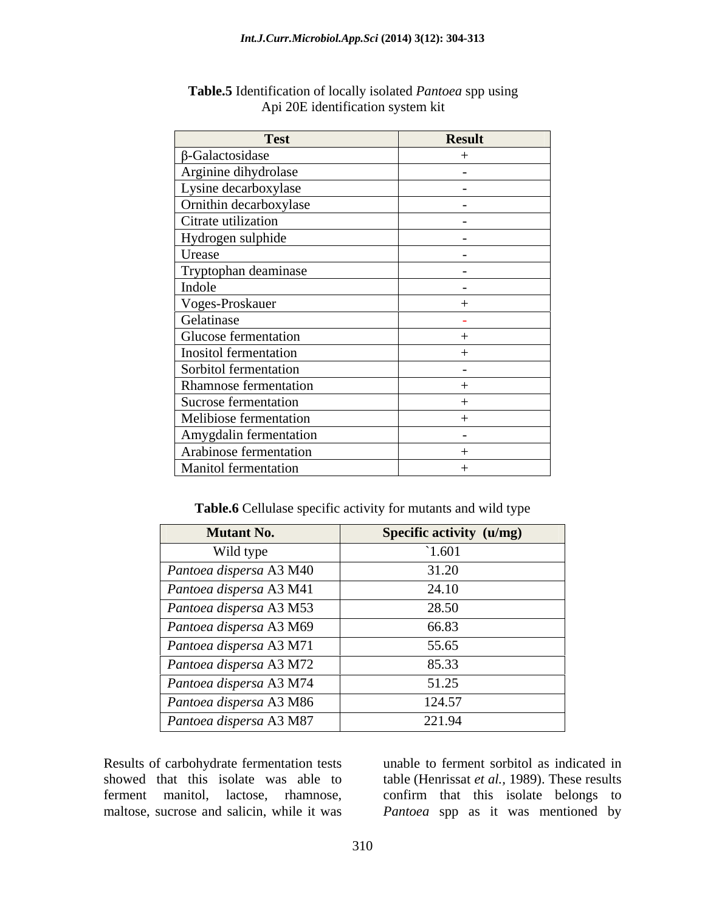**Table.5** Identification of locally isolated *Pantoea* spp using Api 20E identification system kit

| Test | Result |
|---|---|
| β-Galactosidase | + |
| Arginine dihydrolase | - |
| Lysine decarboxylase | - |
| Ornithin decarboxylase | - |
| Citrate utilization | - |
| Hydrogen sulphide | - |
| Urease | - |
| Tryptophan deaminase | - |
| Indole | - |
| Voges-Proskauer | + |
| Gelatinase | - |
| Glucose fermentation | + |
| Inositol fermentation | + |
| Sorbitol fermentation | - |
| Rhamnose fermentation | + |
| Sucrose fermentation | + |
| Melibiose fermentation | + |
| Amygdalin fermentation | - |
| Arabinose fermentation | + |
| Manitol fermentation | + |

**Table.6** Cellulase specific activity for mutants and wild type

| Mutant No. | Specific activity (u/mg) |
|---|---|
| Wild type | `1.601 |
| *Pantoea dispersa* A3 M40 | 31.20 |
| *Pantoea dispersa* A3 M41 | 24.10 |
| *Pantoea dispersa* A3 M53 | 28.50 |
| *Pantoea dispersa* A3 M69 | 66.83 |
| *Pantoea dispersa* A3 M71 | 55.65 |
| *Pantoea dispersa* A3 M72 | 85.33 |
| *Pantoea dispersa* A3 M74 | 51.25 |
| *Pantoea dispersa* A3 M86 | 124.57 |
| *Pantoea dispersa* A3 M87 | 221.94 |

Results of carbohydrate fermentation tests showed that this isolate was able to ferment manitol, lactose, rhamnose, maltose, sucrose and salicin, while it was unable to ferment sorbitol as indicated in table (Henrissat *et al.,* 1989). These results confirm that this isolate belongs to *Pantoea* spp as it was mentioned by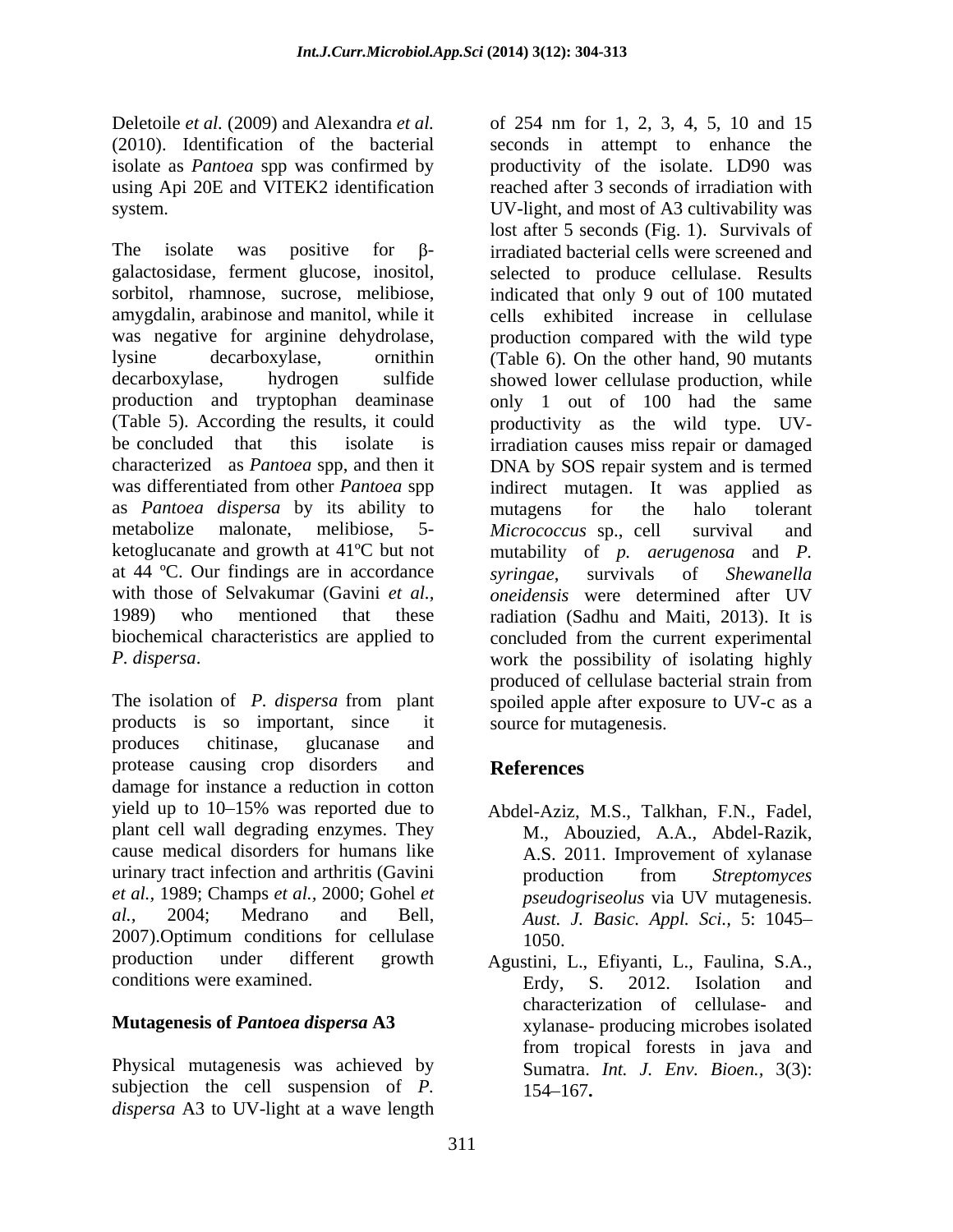Deletoile *et al.* (2009) and Alexandra *et al.* (2010). Identification of the bacterial isolate as *Pantoea* spp was confirmed by using Api 20E and VITEK2 identification system.

The isolate was positive for β-galactosidase, ferment glucose, inositol, sorbitol, rhamnose, sucrose, melibiose, amygdalin, arabinose and manitol, while it was negative for arginine dehydrolase, lysine decarboxylase, ornithin decarboxylase, hydrogen sulfide production and tryptophan deaminase (Table 5). According the results, it could be concluded that this isolate is characterized as *Pantoea* spp, and then it was differentiated from other *Pantoea* spp as *Pantoea dispersa* by its ability to metabolize malonate, melibiose, 5-ketoglucanate and growth at 41ºC but not at 44 ºC. Our findings are in accordance with those of Selvakumar (Gavini *et al.,* 1989) who mentioned that these biochemical characteristics are applied to *P. dispersa*.

The isolation of *P. dispersa* from plant products is so important, since it produces chitinase, glucanase and protease causing crop disorders and damage for instance a reduction in cotton yield up to 10–15% was reported due to plant cell wall degrading enzymes. They cause medical disorders for humans like urinary tract infection and arthritis (Gavini *et al.,* 1989; Champs *et al.,* 2000; Gohel *et al.,* 2004; Medrano and Bell, 2007).Optimum conditions for cellulase production under different growth conditions were examined.

## Mutagenesis of *Pantoea dispersa* A3

Physical mutagenesis was achieved by subjection the cell suspension of *P. dispersa* A3 to UV-light at a wave length of 254 nm for 1, 2, 3, 4, 5, 10 and 15 seconds in attempt to enhance the productivity of the isolate. LD90 was reached after 3 seconds of irradiation with UV-light, and most of A3 cultivability was lost after 5 seconds (Fig. 1). Survivals of irradiated bacterial cells were screened and selected to produce cellulase. Results indicated that only 9 out of 100 mutated cells exhibited increase in cellulase production compared with the wild type (Table 6). On the other hand, 90 mutants showed lower cellulase production, while only 1 out of 100 had the same productivity as the wild type. UV-irradiation causes miss repair or damaged DNA by SOS repair system and is termed indirect mutagen. It was applied as mutagens for the halo tolerant *Micrococcus* sp., cell survival and mutability of *p. aerugenosa* and *P. syringae*, survivals of *Shewanella oneidensis* were determined after UV radiation (Sadhu and Maiti, 2013). It is concluded from the current experimental work the possibility of isolating highly produced of cellulase bacterial strain from spoiled apple after exposure to UV-c as a source for mutagenesis.

## References

Abdel-Aziz, M.S., Talkhan, F.N., Fadel, M., Abouzied, A.A., Abdel-Razik, A.S. 2011. Improvement of xylanase production from *Streptomyces pseudogriseolus* via UV mutagenesis. *Aust. J. Basic. Appl. Sci.,* 5: 1045–1050.

Agustini, L., Efiyanti, L., Faulina, S.A., Erdy, S. 2012. Isolation and characterization of cellulase- and xylanase- producing microbes isolated from tropical forests in java and Sumatra. *Int. J. Env. Bioen.,* 3(3): 154–167.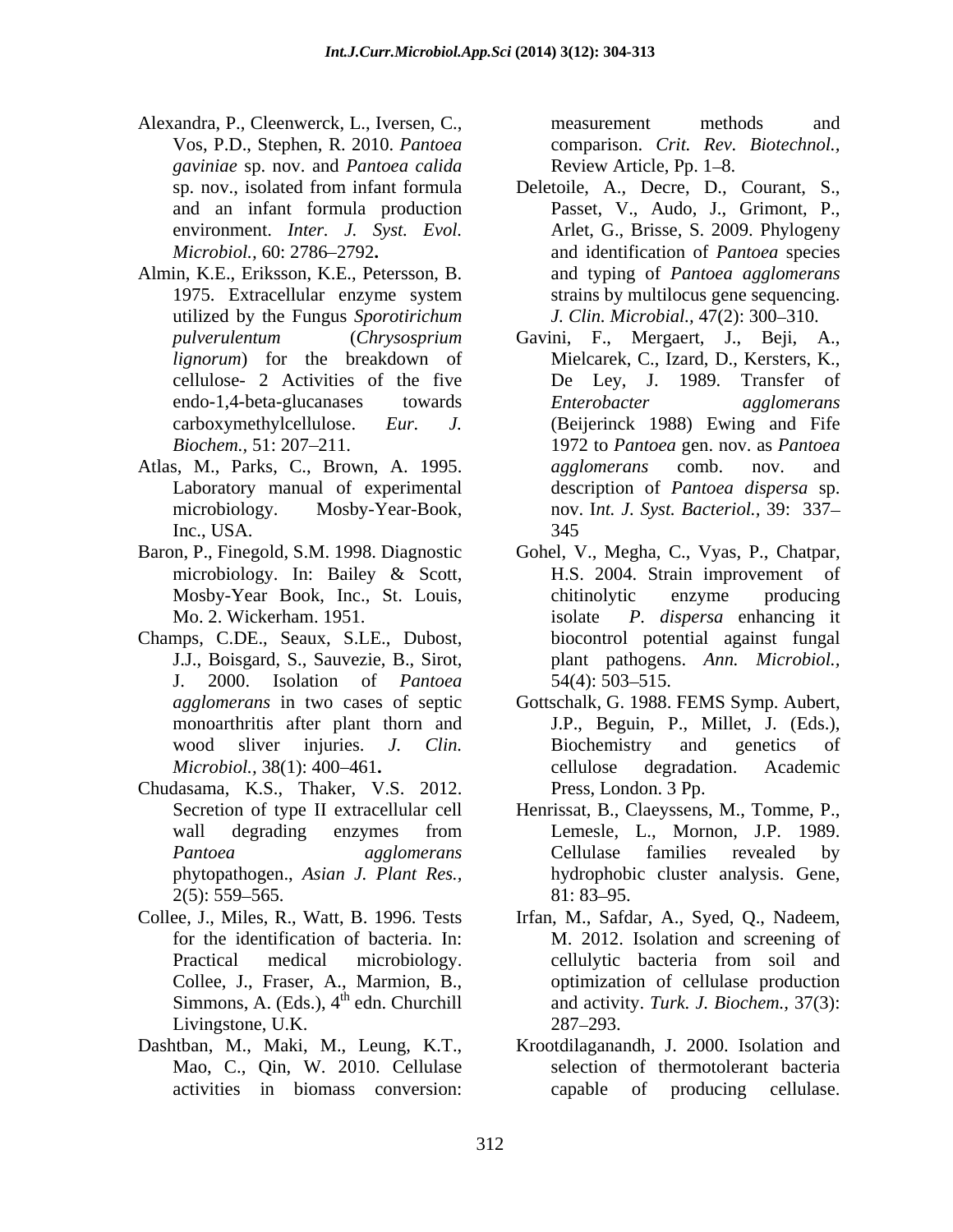Alexandra, P., Cleenwerck, L., Iversen, C., Vos, P.D., Stephen, R. 2010. *Pantoea gaviniae* sp. nov. and *Pantoea calida* sp. nov., isolated from infant formula and an infant formula production environment. *Inter. J. Syst. Evol. Microbiol.,* 60: 2786–2792**.**

Almin, K.E., Eriksson, K.E., Petersson, B. 1975. Extracellular enzyme system utilized by the Fungus *Sporotirichum pulverulentum* (*Chrysosprium lignorum*) for the breakdown of cellulose- 2 Activities of the five endo-1,4-beta-glucanases towards carboxymethylcellulose. *Eur. J. Biochem.,* 51: 207–211.

Atlas, M., Parks, C., Brown, A. 1995. Laboratory manual of experimental microbiology. Mosby-Year-Book, Inc., USA.

Baron, P., Finegold, S.M. 1998. Diagnostic microbiology. In: Bailey & Scott, Mosby-Year Book, Inc., St. Louis, Mo. 2. Wickerham. 1951.

Champs, C.DE., Seaux, S.LE., Dubost, J.J., Boisgard, S., Sauvezie, B., Sirot, J. 2000. Isolation of *Pantoea agglomerans* in two cases of septic monoarthritis after plant thorn and wood sliver injuries. *J. Clin. Microbiol.,* 38(1): 400–461**.**

Chudasama, K.S., Thaker, V.S. 2012. Secretion of type II extracellular cell wall degrading enzymes from *Pantoea agglomerans* phytopathogen., *Asian J. Plant Res.,* 2(5): 559–565.

Collee, J., Miles, R., Watt, B. 1996. Tests for the identification of bacteria. In: Practical medical microbiology. Collee, J., Fraser, A., Marmion, B., Simmons, A. (Eds.), 4th edn. Churchill Livingstone, U.K.

Dashtban, M., Maki, M., Leung, K.T., Mao, C., Qin, W. 2010. Cellulase activities in biomass conversion: measurement methods and comparison. *Crit. Rev. Biotechnol.,* Review Article, Pp. 1–8.

Deletoile, A., Decre, D., Courant, S., Passet, V., Audo, J., Grimont, P., Arlet, G., Brisse, S. 2009. Phylogeny and identification of *Pantoea* species and typing of *Pantoea agglomerans* strains by multilocus gene sequencing. *J. Clin. Microbial.,* 47(2): 300–310.

Gavini, F., Mergaert, J., Beji, A., Mielcarek, C., Izard, D., Kersters, K., De Ley, J. 1989. Transfer of *Enterobacter agglomerans* (Beijerinck 1988) Ewing and Fife 1972 to *Pantoea* gen. nov. as *Pantoea agglomerans* comb. nov. and description of *Pantoea dispersa* sp. nov. I*nt. J. Syst. Bacteriol.,* 39: 337–345

Gohel, V., Megha, C., Vyas, P., Chatpar, H.S. 2004. Strain improvement of chitinolytic enzyme producing isolate *P. dispersa* enhancing it biocontrol potential against fungal plant pathogens. *Ann. Microbiol.,* 54(4): 503–515.

Gottschalk, G. 1988. FEMS Symp. Aubert, J.P., Beguin, P., Millet, J. (Eds.), Biochemistry and genetics of cellulose degradation. Academic Press, London. 3 Pp.

Henrissat, B., Claeyssens, M., Tomme, P., Lemesle, L., Mornon, J.P. 1989. Cellulase families revealed by hydrophobic cluster analysis. Gene, 81: 83–95.

Irfan, M., Safdar, A., Syed, Q., Nadeem, M. 2012. Isolation and screening of cellulytic bacteria from soil and optimization of cellulase production and activity. *Turk. J. Biochem.,* 37(3): 287–293.

Krootdilaganandh, J. 2000. Isolation and selection of thermotolerant bacteria capable of producing cellulase.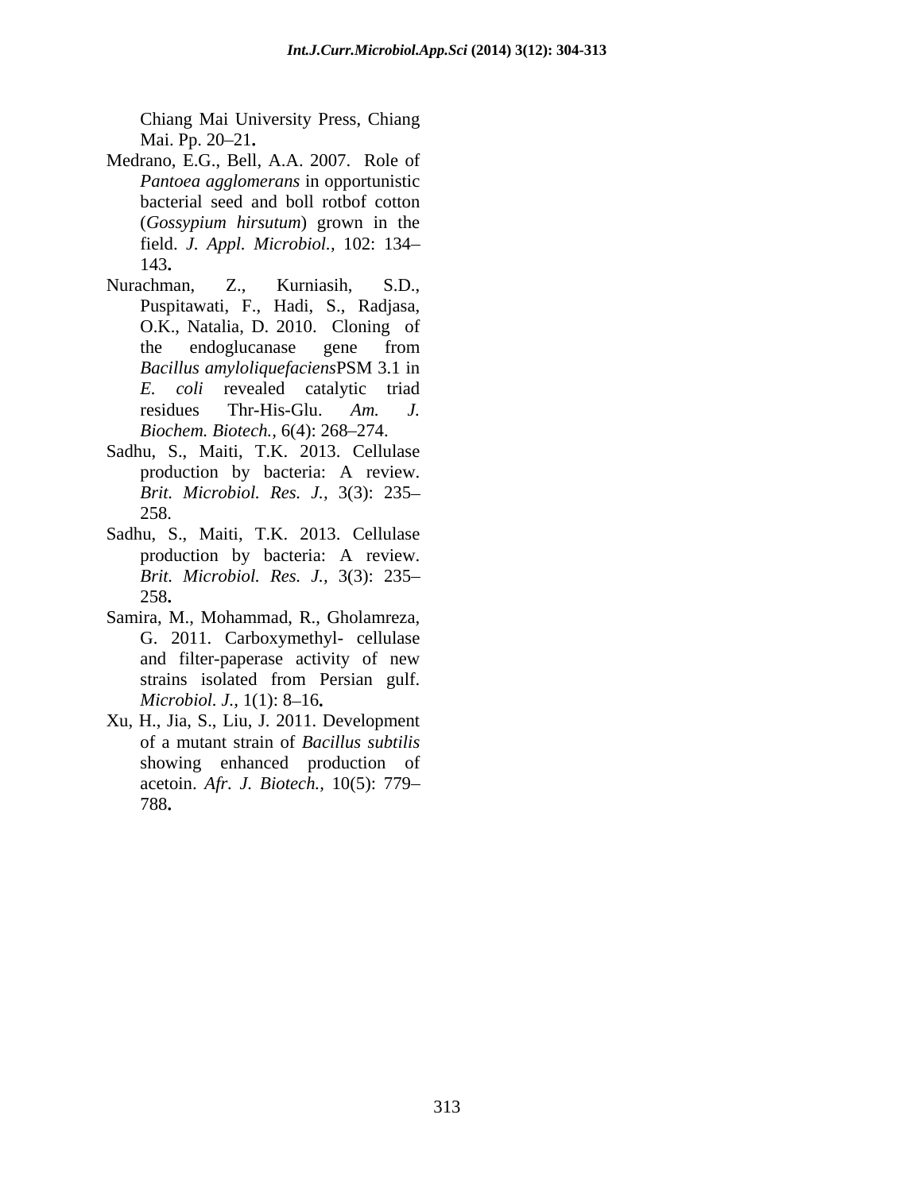Chiang Mai University Press, Chiang Mai. Pp. 20–21.

Medrano, E.G., Bell, A.A. 2007. Role of *Pantoea agglomerans* in opportunistic bacterial seed and boll rotbof cotton (*Gossypium hirsutum*) grown in the field. *J. Appl. Microbiol.,* 102: 134–143.

Nurachman, Z., Kurniasih, S.D., Puspitawati, F., Hadi, S., Radjasa, O.K., Natalia, D. 2010. Cloning of the endoglucanase gene from *Bacillus amyloliquefaciens*PSM 3.1 in *E. coli* revealed catalytic triad residues Thr-His-Glu. *Am. J. Biochem. Biotech.,* 6(4): 268–274.

Sadhu, S., Maiti, T.K. 2013. Cellulase production by bacteria: A review. *Brit. Microbiol. Res. J.,* 3(3): 235–258.

Sadhu, S., Maiti, T.K. 2013. Cellulase production by bacteria: A review. *Brit. Microbiol. Res. J.,* 3(3): 235–258.

Samira, M., Mohammad, R., Gholamreza, G. 2011. Carboxymethyl- cellulase and filter-paperase activity of new strains isolated from Persian gulf. *Microbiol. J.,* 1(1): 8–16.

Xu, H., Jia, S., Liu, J. 2011. Development of a mutant strain of *Bacillus subtilis* showing enhanced production of acetoin. *Afr. J. Biotech.,* 10(5): 779–788.